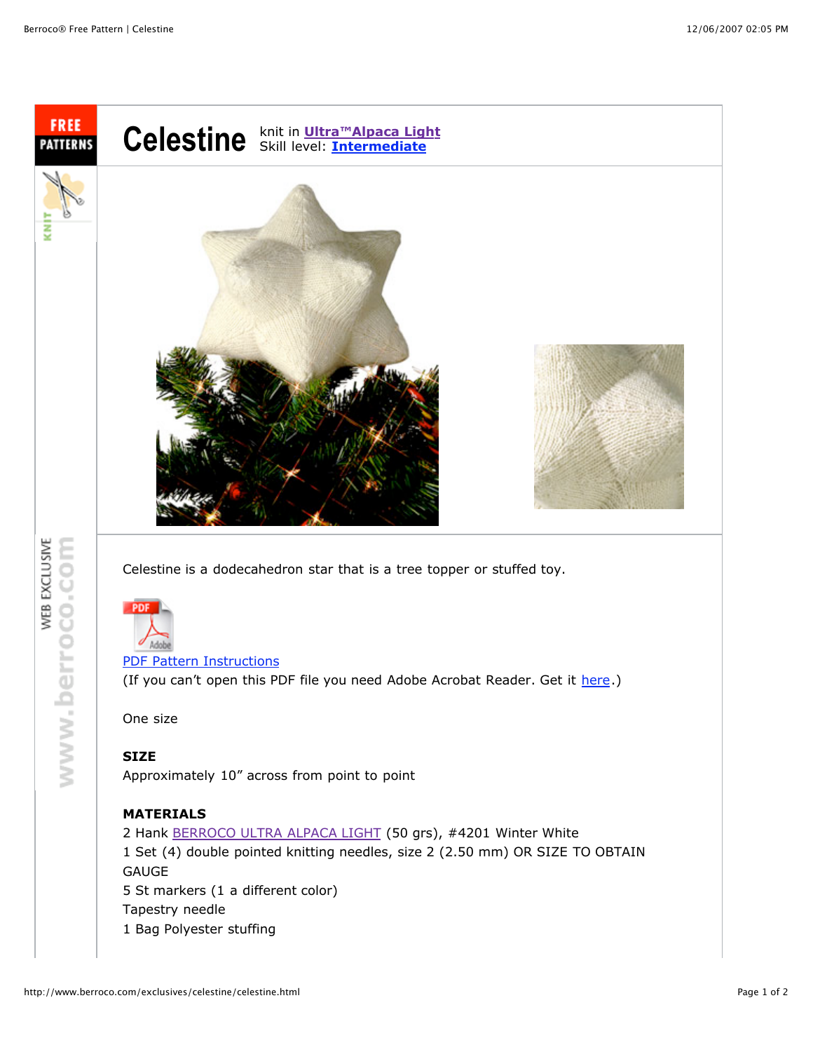# Celestine

knit in Ultra™Alpaca Light
Skill level: Intermediate

Celestine is a dodecahedron star that is a tree topper or stuffed toy.

PDF Pattern Instructions
(If you can't open this PDF file you need Adobe Acrobat Reader. Get it here.)

One size

**SIZE**
Approximately 10" across from point to point

**MATERIALS**
2 Hank BERROCO ULTRA ALPACA LIGHT (50 grs), #4201 Winter White
1 Set (4) double pointed knitting needles, size 2 (2.50 mm) OR SIZE TO OBTAIN GAUGE
5 St markers (1 a different color)
Tapestry needle
1 Bag Polyester stuffing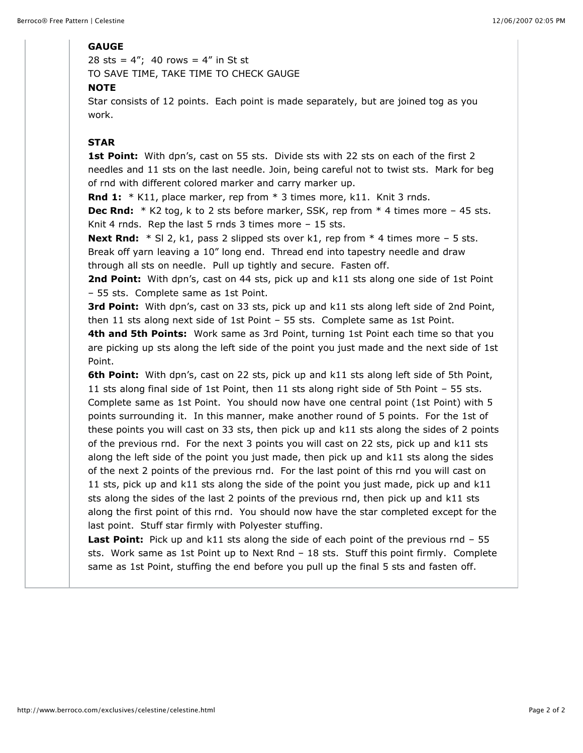**GAUGE**

28 sts = 4"; 40 rows = 4" in St st

TO SAVE TIME, TAKE TIME TO CHECK GAUGE

**NOTE**

Star consists of 12 points. Each point is made separately, but are joined tog as you work.

**STAR**

**1st Point:** With dpn's, cast on 55 sts. Divide sts with 22 sts on each of the first 2 needles and 11 sts on the last needle. Join, being careful not to twist sts. Mark for beg of rnd with different colored marker and carry marker up.

**Rnd 1:** * K11, place marker, rep from * 3 times more, k11. Knit 3 rnds.

**Dec Rnd:** * K2 tog, k to 2 sts before marker, SSK, rep from * 4 times more – 45 sts. Knit 4 rnds. Rep the last 5 rnds 3 times more – 15 sts.

**Next Rnd:** * Sl 2, k1, pass 2 slipped sts over k1, rep from * 4 times more – 5 sts. Break off yarn leaving a 10" long end. Thread end into tapestry needle and draw through all sts on needle. Pull up tightly and secure. Fasten off.

**2nd Point:** With dpn's, cast on 44 sts, pick up and k11 sts along one side of 1st Point – 55 sts. Complete same as 1st Point.

**3rd Point:** With dpn's, cast on 33 sts, pick up and k11 sts along left side of 2nd Point, then 11 sts along next side of 1st Point – 55 sts. Complete same as 1st Point.

**4th and 5th Points:** Work same as 3rd Point, turning 1st Point each time so that you are picking up sts along the left side of the point you just made and the next side of 1st Point.

**6th Point:** With dpn's, cast on 22 sts, pick up and k11 sts along left side of 5th Point, 11 sts along final side of 1st Point, then 11 sts along right side of 5th Point – 55 sts. Complete same as 1st Point. You should now have one central point (1st Point) with 5 points surrounding it. In this manner, make another round of 5 points. For the 1st of these points you will cast on 33 sts, then pick up and k11 sts along the sides of 2 points of the previous rnd. For the next 3 points you will cast on 22 sts, pick up and k11 sts along the left side of the point you just made, then pick up and k11 sts along the sides of the next 2 points of the previous rnd. For the last point of this rnd you will cast on 11 sts, pick up and k11 sts along the side of the point you just made, pick up and k11 sts along the sides of the last 2 points of the previous rnd, then pick up and k11 sts along the first point of this rnd. You should now have the star completed except for the last point. Stuff star firmly with Polyester stuffing.

**Last Point:** Pick up and k11 sts along the side of each point of the previous rnd – 55 sts. Work same as 1st Point up to Next Rnd – 18 sts. Stuff this point firmly. Complete same as 1st Point, stuffing the end before you pull up the final 5 sts and fasten off.